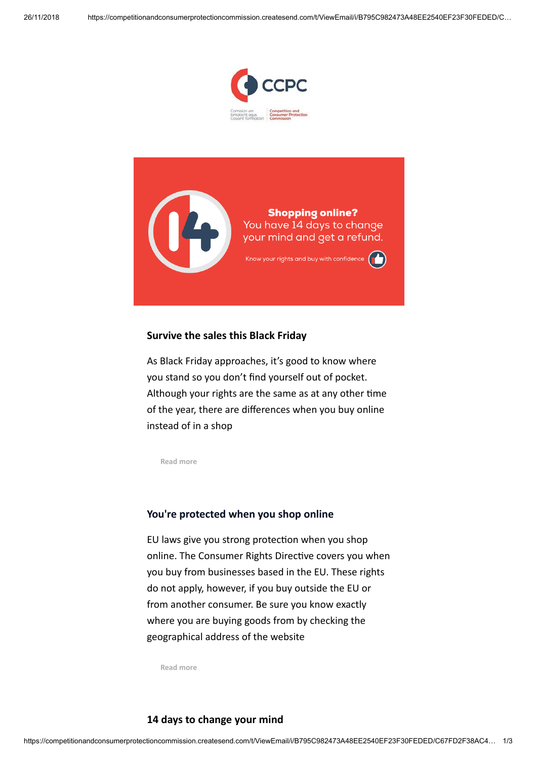Shopping online?
You have 14 days to change your mind and get a refund.

Know your rights and buy with confidence

## Survive the sales this Black Friday

As Black Friday approaches, it's good to know where you stand so you don't find yourself out of pocket. Although your rights are the same as at any other time of the year, there are differences when you buy online instead of in a shop

Read more

## You're protected when you shop online

EU laws give you strong protection when you shop online. The Consumer Rights Directive covers you when you buy from businesses based in the EU. These rights do not apply, however, if you buy outside the EU or from another consumer. Be sure you know exactly where you are buying goods from by checking the geographical address of the website

Read more

## 14 days to change your mind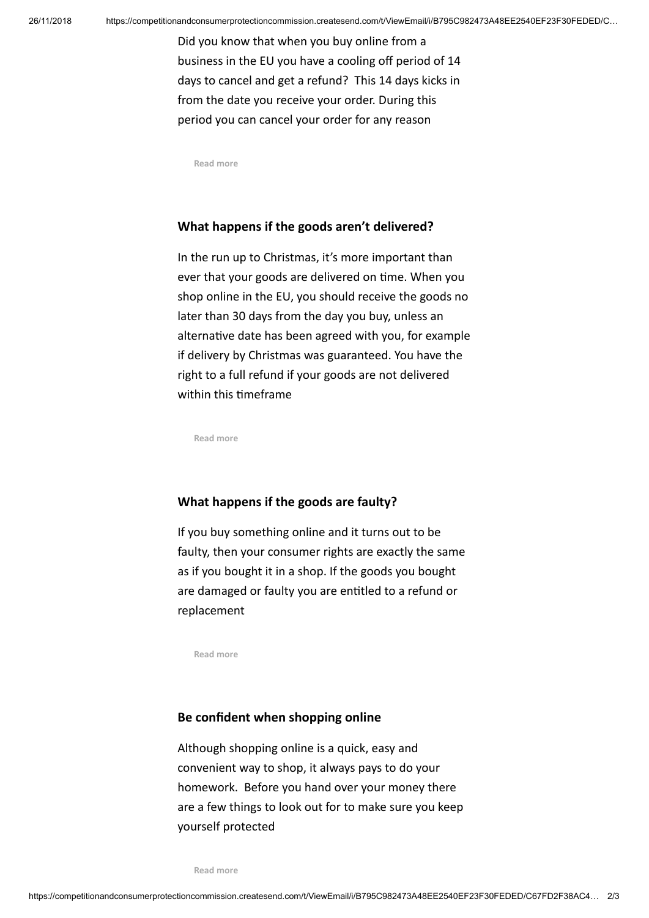Did you know that when you buy online from a business in the EU you have a cooling off period of 14 days to cancel and get a refund? This 14 days kicks in from the date you receive your order. During this period you can cancel your order for any reason

Read more

### What happens if the goods aren't delivered?

In the run up to Christmas, it's more important than ever that your goods are delivered on time. When you shop online in the EU, you should receive the goods no later than 30 days from the day you buy, unless an alternative date has been agreed with you, for example if delivery by Christmas was guaranteed. You have the right to a full refund if your goods are not delivered within this timeframe

Read more

### What happens if the goods are faulty?

If you buy something online and it turns out to be faulty, then your consumer rights are exactly the same as if you bought it in a shop. If the goods you bought are damaged or faulty you are entitled to a refund or replacement

Read more

### Be confident when shopping online

Although shopping online is a quick, easy and convenient way to shop, it always pays to do your homework. Before you hand over your money there are a few things to look out for to make sure you keep yourself protected

Read more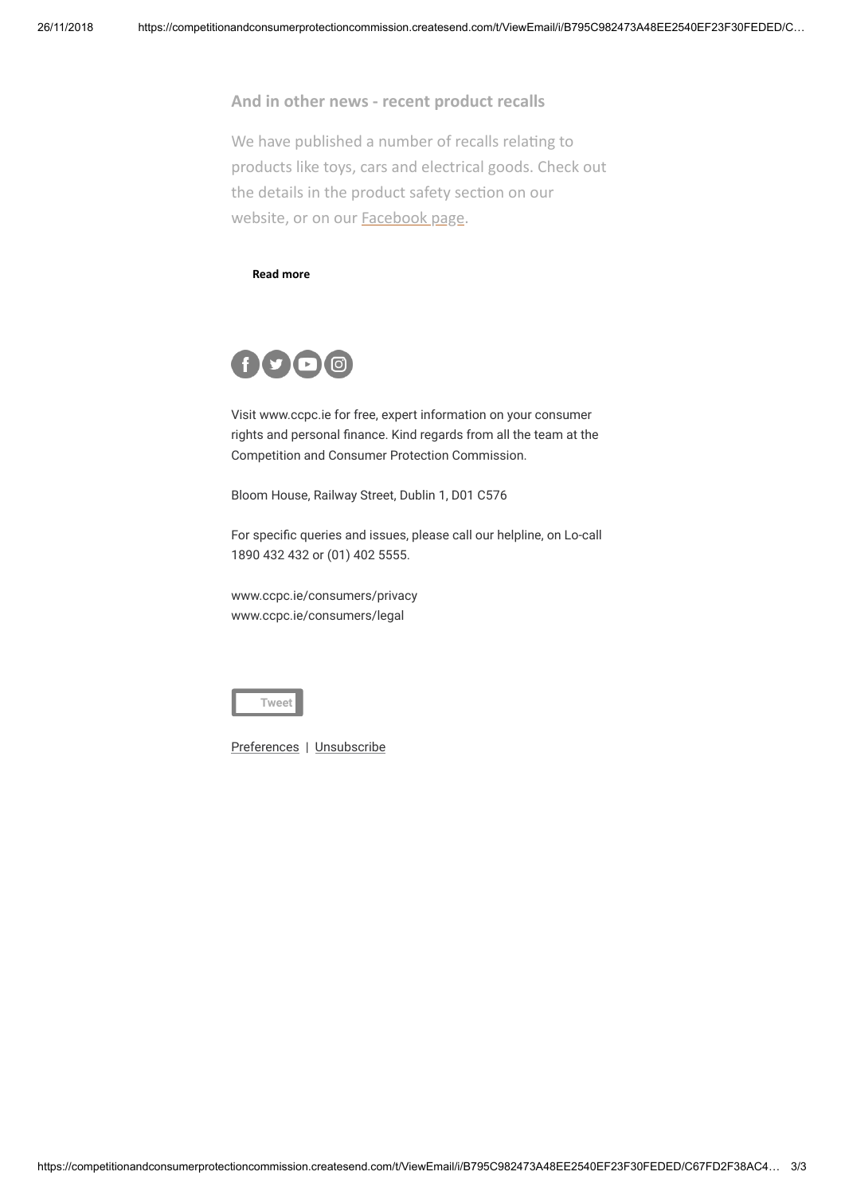## And in other news - recent product recalls

We have published a number of recalls relating to products like toys, cars and electrical goods. Check out the details in the product safety section on our website, or on our Facebook page.

**Read more**

Visit www.ccpc.ie for free, expert information on your consumer rights and personal finance. Kind regards from all the team at the Competition and Consumer Protection Commission.

Bloom House, Railway Street, Dublin 1, D01 C576

For specific queries and issues, please call our helpline, on Lo-call 1890 432 432 or (01) 402 5555.

www.ccpc.ie/consumers/privacy
www.ccpc.ie/consumers/legal

Tweet

Preferences | Unsubscribe